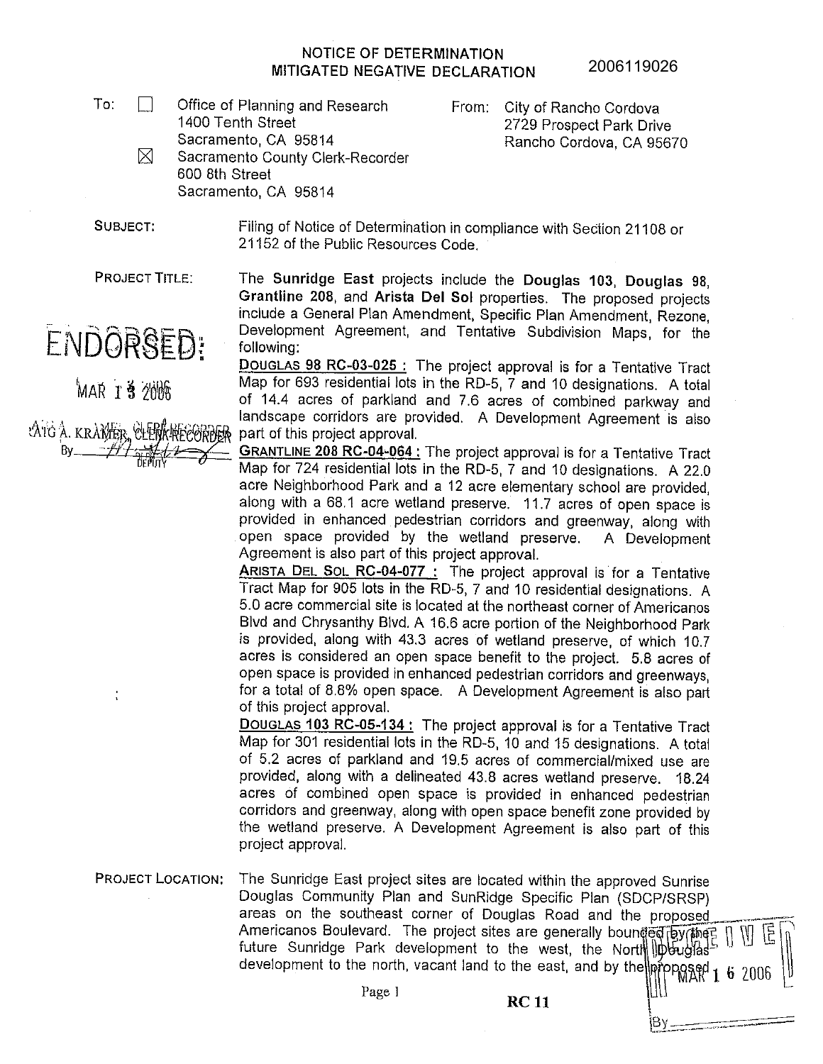# NOTICE OF DETERMINATION
# MITIGATED NEGATIVE DECLARATION

2006119026

To: ☐ Office of Planning and Research
1400 Tenth Street
Sacramento, CA 95814

☒ Sacramento County Clerk-Recorder
600 8th Street
Sacramento, CA 95814

From: City of Rancho Cordova
2729 Prospect Park Drive
Rancho Cordova, CA 95670

ENDORSED:
MAR 13 2006
CRAIG A. KRAMER, CLERK/RECORDER
By ________ DEPUTY

**SUBJECT:** Filing of Notice of Determination in compliance with Section 21108 or 21152 of the Public Resources Code.

**PROJECT TITLE:** The **Sunridge East** projects include the **Douglas 103**, **Douglas 98**, **Grantline 208**, and **Arista Del Sol** properties. The proposed projects include a General Plan Amendment, Specific Plan Amendment, Rezone, Development Agreement, and Tentative Subdivision Maps, for the following:

**DOUGLAS 98 RC-03-025 :** The project approval is for a Tentative Tract Map for 693 residential lots in the RD-5, 7 and 10 designations. A total of 14.4 acres of parkland and 7.6 acres of combined parkway and landscape corridors are provided. A Development Agreement is also part of this project approval.

**GRANTLINE 208 RC-04-064 :** The project approval is for a Tentative Tract Map for 724 residential lots in the RD-5, 7 and 10 designations. A 22.0 acre Neighborhood Park and a 12 acre elementary school are provided, along with a 68.1 acre wetland preserve. 11.7 acres of open space is provided in enhanced pedestrian corridors and greenway, along with open space provided by the wetland preserve. A Development Agreement is also part of this project approval.

**ARISTA DEL SOL RC-04-077 :** The project approval is for a Tentative Tract Map for 905 lots in the RD-5, 7 and 10 residential designations. A 5.0 acre commercial site is located at the northeast corner of Americanos Blvd and Chrysanthy Blvd. A 16.6 acre portion of the Neighborhood Park is provided, along with 43.3 acres of wetland preserve, of which 10.7 acres is considered an open space benefit to the project. 5.8 acres of open space is provided in enhanced pedestrian corridors and greenways, for a total of 8.8% open space. A Development Agreement is also part of this project approval.

**DOUGLAS 103 RC-05-134 :** The project approval is for a Tentative Tract Map for 301 residential lots in the RD-5, 10 and 15 designations. A total of 5.2 acres of parkland and 19.5 acres of commercial/mixed use are provided, along with a delineated 43.8 acres wetland preserve. 18.24 acres of combined open space is provided in enhanced pedestrian corridors and greenway, along with open space benefit zone provided by the wetland preserve. A Development Agreement is also part of this project approval.

**PROJECT LOCATION:** The Sunridge East project sites are located within the approved Sunrise Douglas Community Plan and SunRidge Specific Plan (SDCP/SRSP) areas on the southeast corner of Douglas Road and the proposed Americanos Boulevard. The project sites are generally bounded by the future Sunridge Park development to the west, the North Douglas development to the north, vacant land to the east, and by the proposed

RECEIVED
MAR 16 2006
By ________

RC 11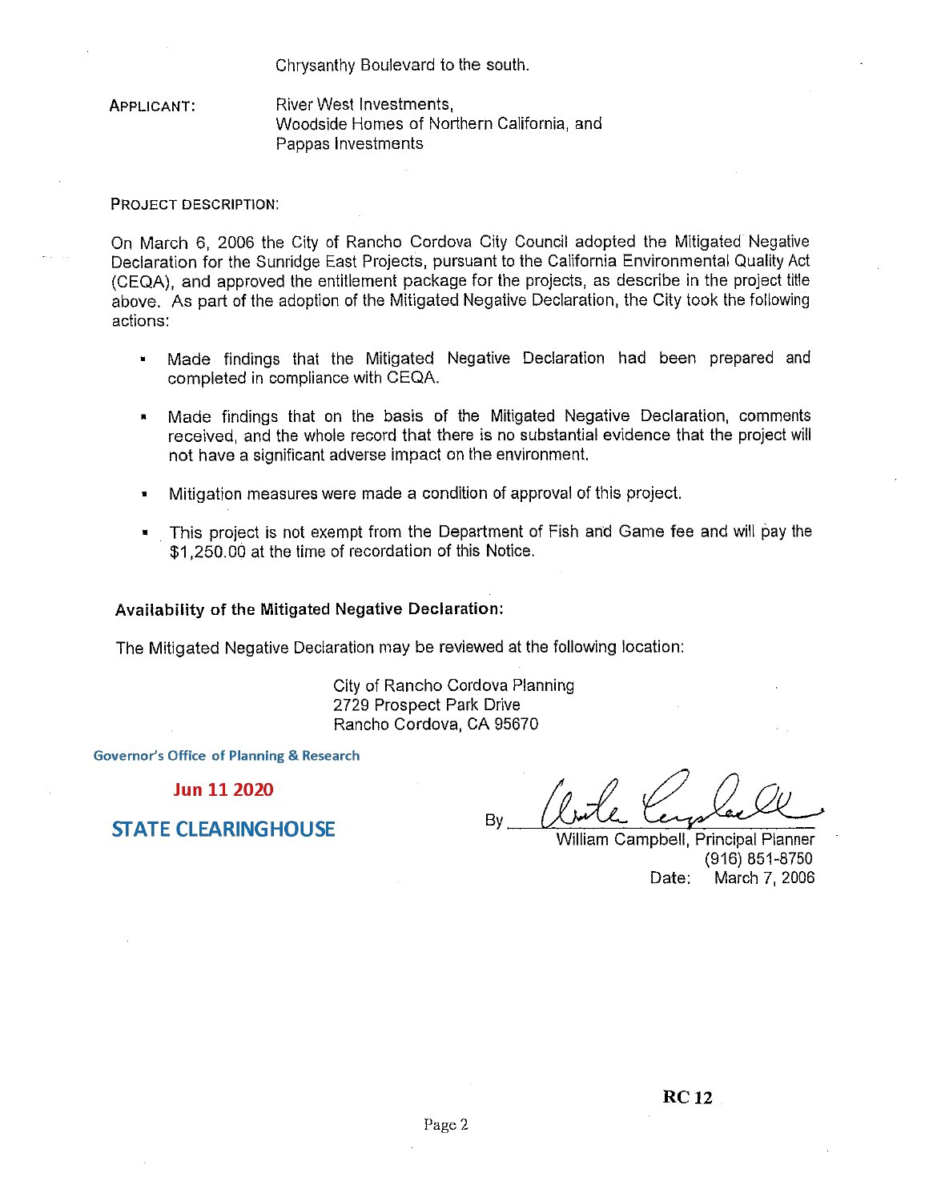Chrysanthy Boulevard to the south.

APPLICANT: River West Investments, Woodside Homes of Northern California, and Pappas Investments

PROJECT DESCRIPTION:

On March 6, 2006 the City of Rancho Cordova City Council adopted the Mitigated Negative Declaration for the Sunridge East Projects, pursuant to the California Environmental Quality Act (CEQA), and approved the entitlement package for the projects, as describe in the project title above. As part of the adoption of the Mitigated Negative Declaration, the City took the following actions:

- Made findings that the Mitigated Negative Declaration had been prepared and completed in compliance with CEQA.
- Made findings that on the basis of the Mitigated Negative Declaration, comments received, and the whole record that there is no substantial evidence that the project will not have a significant adverse impact on the environment.
- Mitigation measures were made a condition of approval of this project.
- This project is not exempt from the Department of Fish and Game fee and will pay the $1,250.00 at the time of recordation of this Notice.

**Availability of the Mitigated Negative Declaration:**

The Mitigated Negative Declaration may be reviewed at the following location:

City of Rancho Cordova Planning
2729 Prospect Park Drive
Rancho Cordova, CA 95670

Governor's Office of Planning & Research

Jun 11 2020

STATE CLEARINGHOUSE

By \_\_\_\_\_\_\_\_\_\_\_\_\_\_\_\_\_\_\_\_

William Campbell, Principal Planner
(916) 851-8750
Date: March 7, 2006

RC 12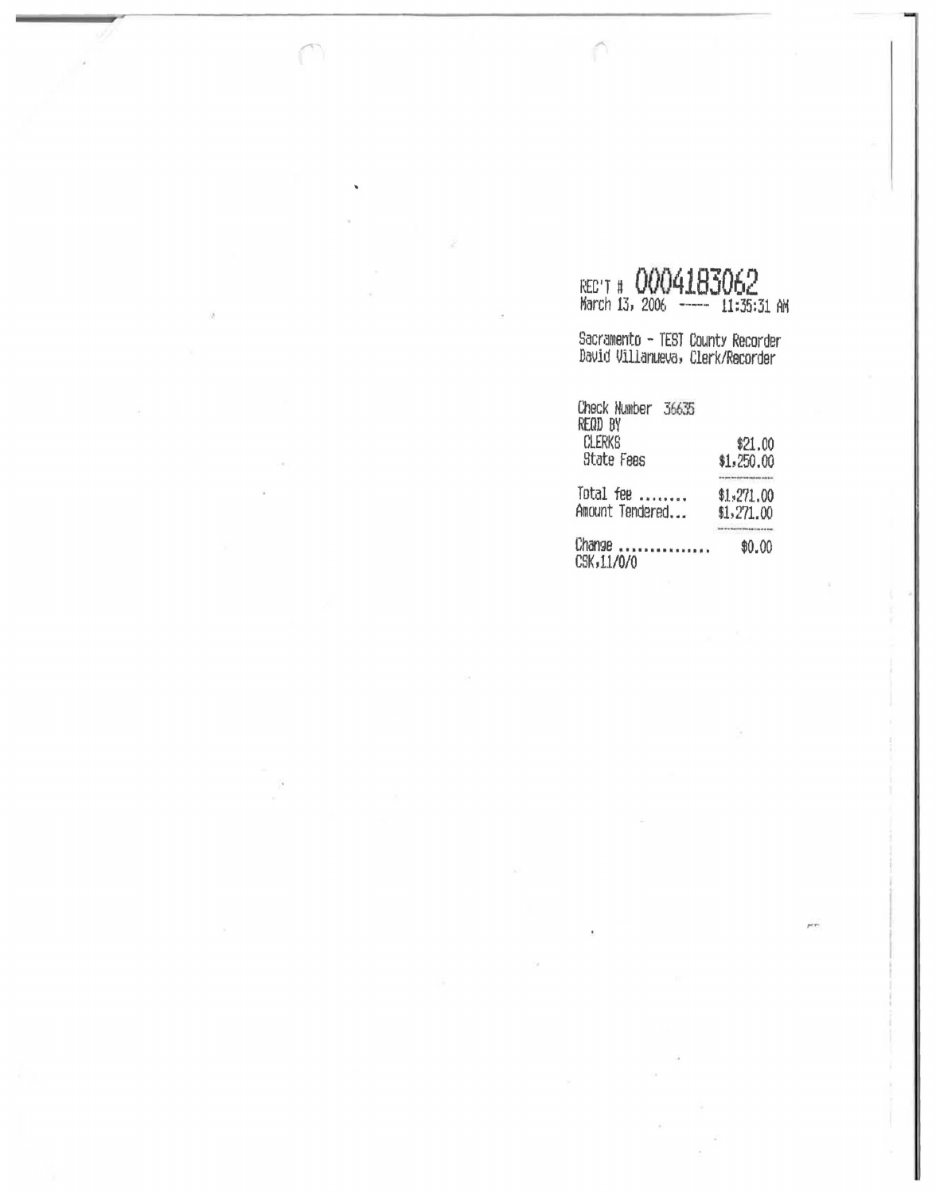REC'T # 0004183062
March 13, 2006 ----- 11:35:31 AM

Sacramento - TEST County Recorder
David Villanueva, Clerk/Recorder

Check Number 36635
REQD BY

| | |
|---|---|
| CLERKS | $21.00 |
| State Fees | $1,250.00 |
| Total fee ........ | $1,271.00 |
| Amount Tendered... | $1,271.00 |
| Change ............... | $0.00 |

CSK,11/0/0